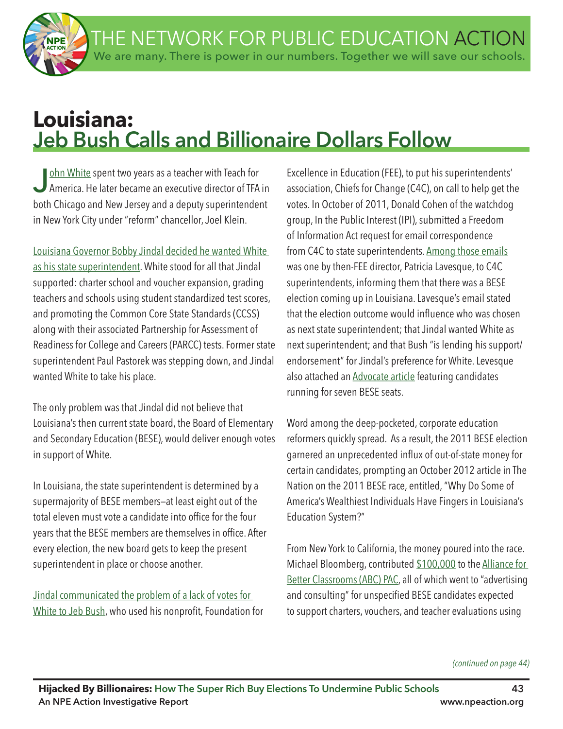# Louisiana: Jeb Bush Calls and Billionaire Dollars Follow

John White spent two years as a teacher with Teach for America. He later became an executive director of TFA in both Chicago and New Jersey and a deputy superintendent in New York City under "reform" chancellor, Joel Klein.

Louisiana Governor Bobby Jindal decided he wanted White as his state superintendent. White stood for all that Jindal supported: charter school and voucher expansion, grading teachers and schools using student standardized test scores, and promoting the Common Core State Standards (CCSS) along with their associated Partnership for Assessment of Readiness for College and Careers (PARCC) tests. Former state superintendent Paul Pastorek was stepping down, and Jindal wanted White to take his place.

The only problem was that Jindal did not believe that Louisiana's then current state board, the Board of Elementary and Secondary Education (BESE), would deliver enough votes in support of White.

In Louisiana, the state superintendent is determined by a supermajority of BESE members—at least eight out of the total eleven must vote a candidate into office for the four years that the BESE members are themselves in office. After every election, the new board gets to keep the present superintendent in place or choose another.

Jindal communicated the problem of a lack of votes for White to Jeb Bush, who used his nonprofit, Foundation for Excellence in Education (FEE), to put his superintendents' association, Chiefs for Change (C4C), on call to help get the votes. In October of 2011, Donald Cohen of the watchdog group, In the Public Interest (IPI), submitted a Freedom of Information Act request for email correspondence from C4C to state superintendents. Among those emails was one by then-FEE director, Patricia Lavesque, to C4C superintendents, informing them that there was a BESE election coming up in Louisiana. Lavesque's email stated that the election outcome would influence who was chosen as next state superintendent; that Jindal wanted White as next superintendent; and that Bush "is lending his support/endorsement" for Jindal's preference for White. Levesque also attached an Advocate article featuring candidates running for seven BESE seats.

Word among the deep-pocketed, corporate education reformers quickly spread. As a result, the 2011 BESE election garnered an unprecedented influx of out-of-state money for certain candidates, prompting an October 2012 article in The Nation on the 2011 BESE race, entitled, "Why Do Some of America's Wealthiest Individuals Have Fingers in Louisiana's Education System?"

From New York to California, the money poured into the race. Michael Bloomberg, contributed $100,000 to the Alliance for Better Classrooms (ABC) PAC, all of which went to "advertising and consulting" for unspecified BESE candidates expected to support charters, vouchers, and teacher evaluations using

*(continued on page 44)*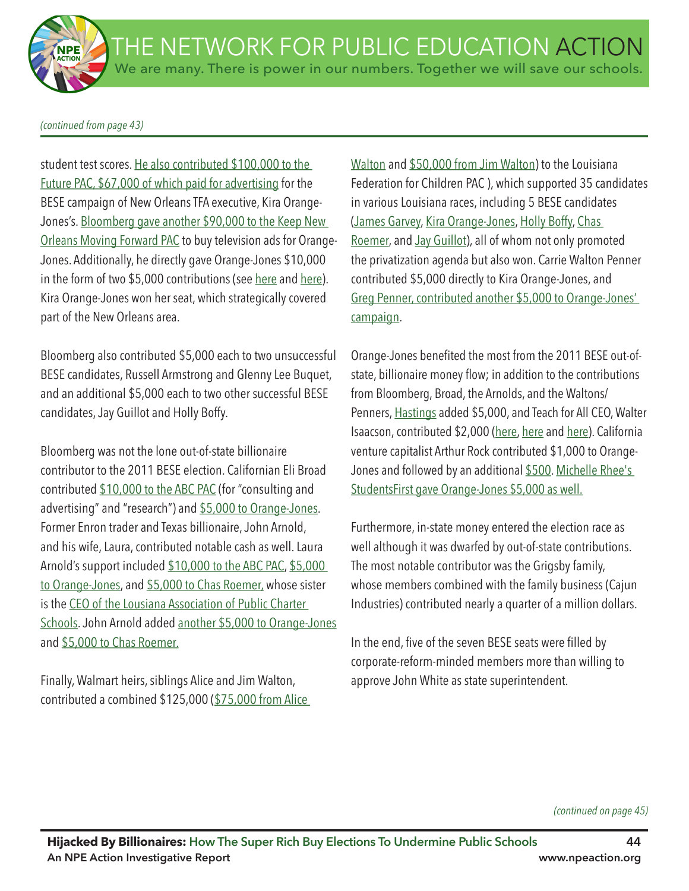*(continued from page 43)*

student test scores. He also contributed $100,000 to the Future PAC, $67,000 of which paid for advertising for the BESE campaign of New Orleans TFA executive, Kira Orange-Jones's. Bloomberg gave another $90,000 to the Keep New Orleans Moving Forward PAC to buy television ads for Orange-Jones. Additionally, he directly gave Orange-Jones $10,000 in the form of two $5,000 contributions (see here and here). Kira Orange-Jones won her seat, which strategically covered part of the New Orleans area.

Bloomberg also contributed $5,000 each to two unsuccessful BESE candidates, Russell Armstrong and Glenny Lee Buquet, and an additional $5,000 each to two other successful BESE candidates, Jay Guillot and Holly Boffy.

Bloomberg was not the lone out-of-state billionaire contributor to the 2011 BESE election. Californian Eli Broad contributed $10,000 to the ABC PAC (for "consulting and advertising" and "research") and $5,000 to Orange-Jones. Former Enron trader and Texas billionaire, John Arnold, and his wife, Laura, contributed notable cash as well. Laura Arnold's support included $10,000 to the ABC PAC, $5,000 to Orange-Jones, and $5,000 to Chas Roemer, whose sister is the CEO of the Lousiana Association of Public Charter Schools. John Arnold added another $5,000 to Orange-Jones and $5,000 to Chas Roemer.

Finally, Walmart heirs, siblings Alice and Jim Walton, contributed a combined $125,000 ($75,000 from Alice Walton and $50,000 from Jim Walton) to the Louisiana Federation for Children PAC ), which supported 35 candidates in various Louisiana races, including 5 BESE candidates (James Garvey, Kira Orange-Jones, Holly Boffy, Chas Roemer, and Jay Guillot), all of whom not only promoted the privatization agenda but also won. Carrie Walton Penner contributed $5,000 directly to Kira Orange-Jones, and Greg Penner, contributed another $5,000 to Orange-Jones' campaign.

Orange-Jones benefited the most from the 2011 BESE out-of-state, billionaire money flow; in addition to the contributions from Bloomberg, Broad, the Arnolds, and the Waltons/Penners, Hastings added $5,000, and Teach for All CEO, Walter Isaacson, contributed $2,000 (here, here and here). California venture capitalist Arthur Rock contributed $1,000 to Orange-Jones and followed by an additional $500. Michelle Rhee's StudentsFirst gave Orange-Jones $5,000 as well.

Furthermore, in-state money entered the election race as well although it was dwarfed by out-of-state contributions. The most notable contributor was the Grigsby family, whose members combined with the family business (Cajun Industries) contributed nearly a quarter of a million dollars.

In the end, five of the seven BESE seats were filled by corporate-reform-minded members more than willing to approve John White as state superintendent.

*(continued on page 45)*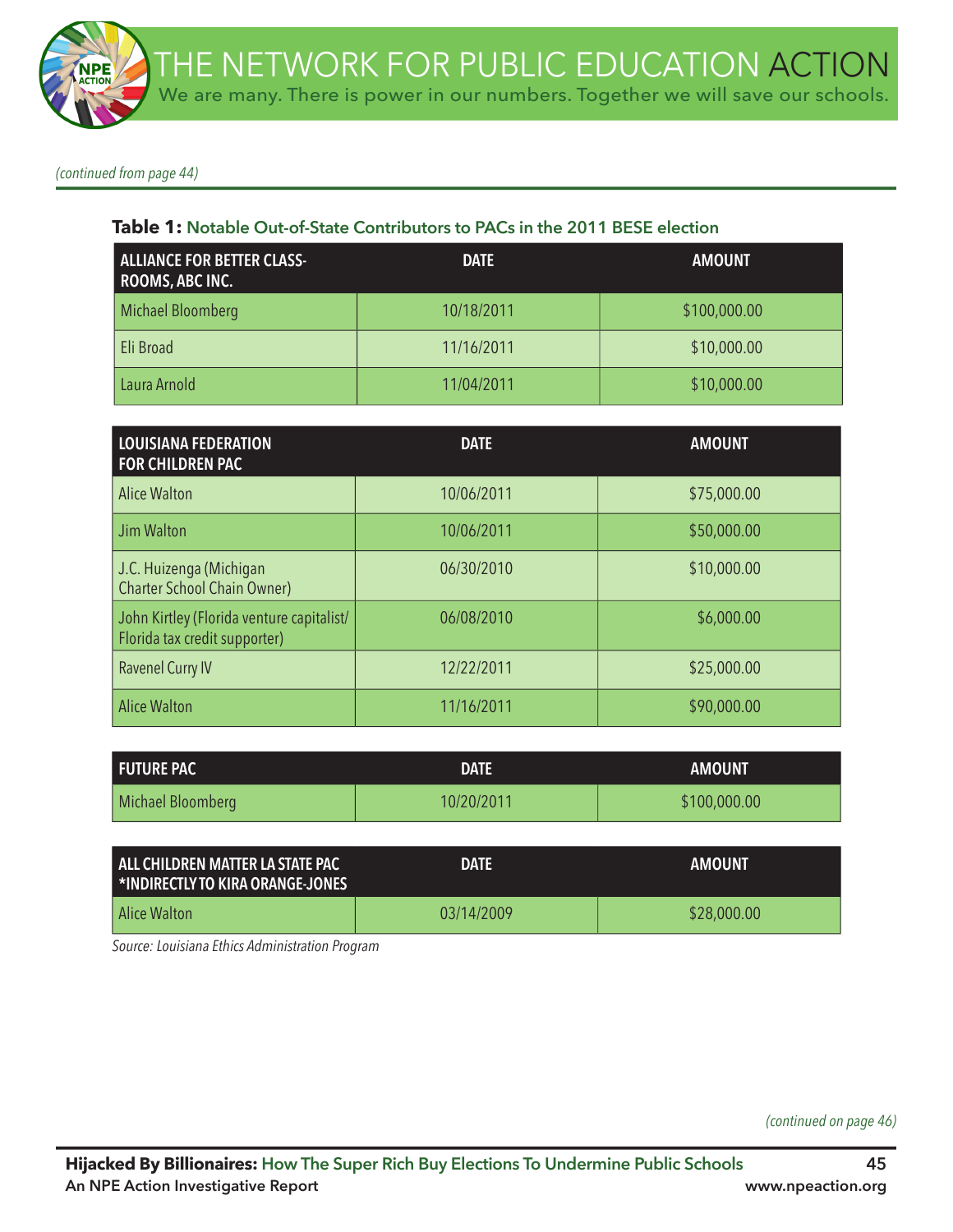*(continued from page 44)*

**Table 1:** **Notable Out-of-State Contributors to PACs in the 2011 BESE election**

| ALLIANCE FOR BETTER CLASS-ROOMS, ABC INC. | DATE | AMOUNT |
| --- | --- | --- |
| Michael Bloomberg | 10/18/2011 | $100,000.00 |
| Eli Broad | 11/16/2011 | $10,000.00 |
| Laura Arnold | 11/04/2011 | $10,000.00 |

| LOUISIANA FEDERATION FOR CHILDREN PAC | DATE | AMOUNT |
| --- | --- | --- |
| Alice Walton | 10/06/2011 | $75,000.00 |
| Jim Walton | 10/06/2011 | $50,000.00 |
| J.C. Huizenga (Michigan Charter School Chain Owner) | 06/30/2010 | $10,000.00 |
| John Kirtley (Florida venture capitalist/ Florida tax credit supporter) | 06/08/2010 | $6,000.00 |
| Ravenel Curry IV | 12/22/2011 | $25,000.00 |
| Alice Walton | 11/16/2011 | $90,000.00 |

| FUTURE PAC | DATE | AMOUNT |
| --- | --- | --- |
| Michael Bloomberg | 10/20/2011 | $100,000.00 |

| ALL CHILDREN MATTER LA STATE PAC *INDIRECTLY TO KIRA ORANGE-JONES | DATE | AMOUNT |
| --- | --- | --- |
| Alice Walton | 03/14/2009 | $28,000.00 |

*Source: Louisiana Ethics Administration Program*

*(continued on page 46)*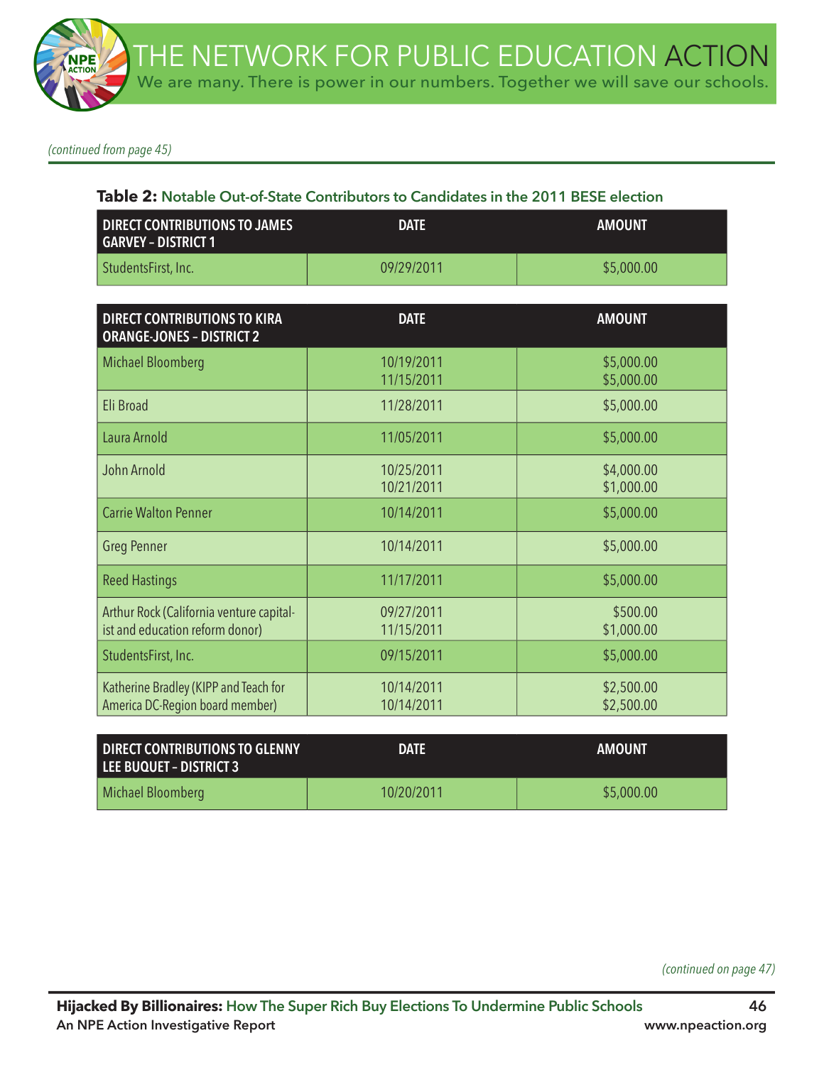*(continued from page 45)*

**Table 2:** Notable Out-of-State Contributors to Candidates in the 2011 BESE election

| DIRECT CONTRIBUTIONS TO JAMES GARVEY – DISTRICT 1 | DATE | AMOUNT |
|---|---|---|
| StudentsFirst, Inc. | 09/29/2011 | $5,000.00 |

| DIRECT CONTRIBUTIONS TO KIRA ORANGE-JONES – DISTRICT 2 | DATE | AMOUNT |
|---|---|---|
| Michael Bloomberg | 10/19/2011<br>11/15/2011 | $5,000.00<br>$5,000.00 |
| Eli Broad | 11/28/2011 | $5,000.00 |
| Laura Arnold | 11/05/2011 | $5,000.00 |
| John Arnold | 10/25/2011<br>10/21/2011 | $4,000.00<br>$1,000.00 |
| Carrie Walton Penner | 10/14/2011 | $5,000.00 |
| Greg Penner | 10/14/2011 | $5,000.00 |
| Reed Hastings | 11/17/2011 | $5,000.00 |
| Arthur Rock (California venture capitalist and education reform donor) | 09/27/2011<br>11/15/2011 | $500.00<br>$1,000.00 |
| StudentsFirst, Inc. | 09/15/2011 | $5,000.00 |
| Katherine Bradley (KIPP and Teach for America DC-Region board member) | 10/14/2011<br>10/14/2011 | $2,500.00<br>$2,500.00 |

| DIRECT CONTRIBUTIONS TO GLENNY LEE BUQUET – DISTRICT 3 | DATE | AMOUNT |
|---|---|---|
| Michael Bloomberg | 10/20/2011 | $5,000.00 |

*(continued on page 47)*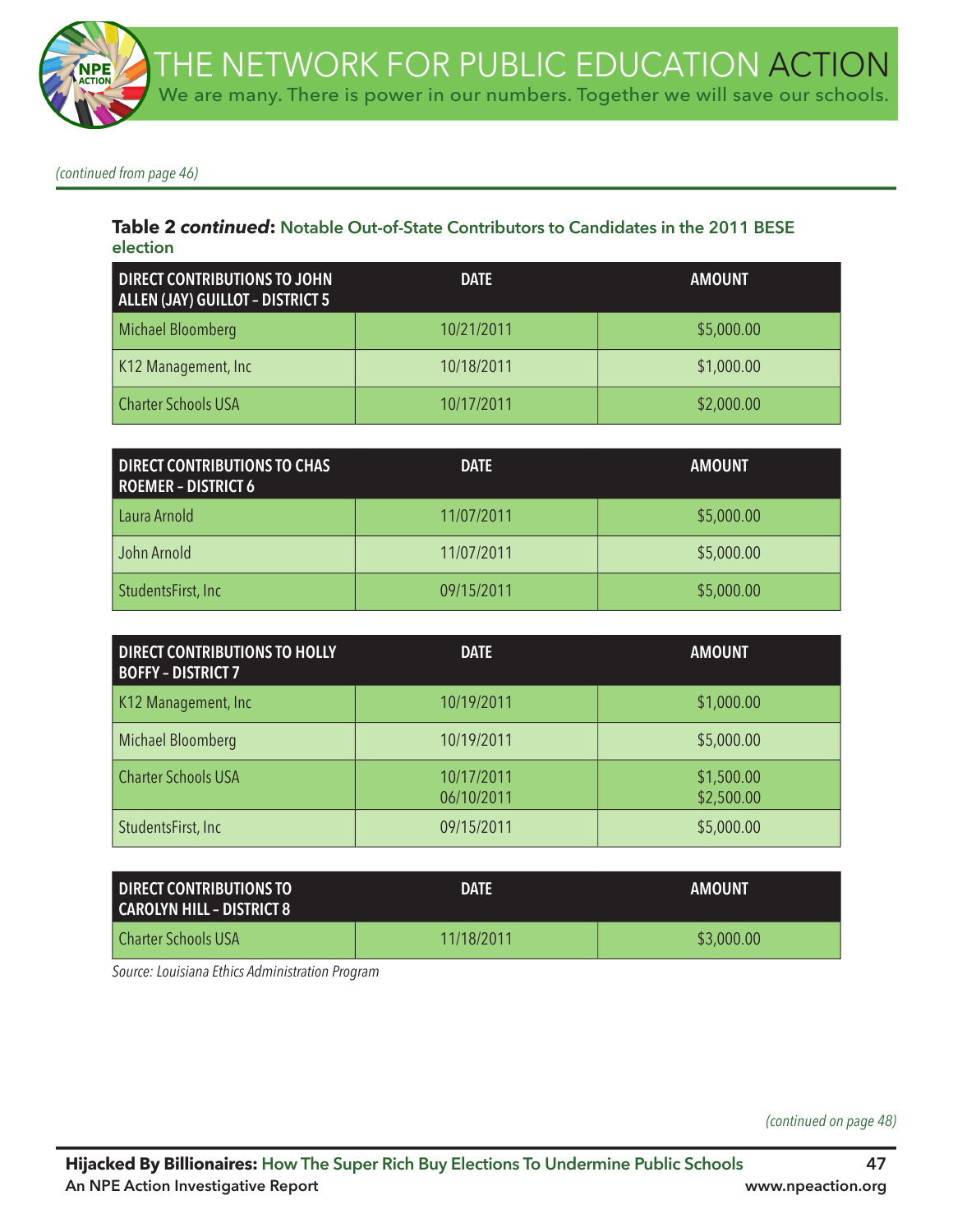*(continued from page 46)*

**Table 2 *continued*: Notable Out-of-State Contributors to Candidates in the 2011 BESE election**

| DIRECT CONTRIBUTIONS TO JOHN ALLEN (JAY) GUILLOT – DISTRICT 5 | DATE | AMOUNT |
|---|---|---|
| Michael Bloomberg | 10/21/2011 | $5,000.00 |
| K12 Management, Inc | 10/18/2011 | $1,000.00 |
| Charter Schools USA | 10/17/2011 | $2,000.00 |

| DIRECT CONTRIBUTIONS TO CHAS ROEMER – DISTRICT 6 | DATE | AMOUNT |
|---|---|---|
| Laura Arnold | 11/07/2011 | $5,000.00 |
| John Arnold | 11/07/2011 | $5,000.00 |
| StudentsFirst, Inc | 09/15/2011 | $5,000.00 |

| DIRECT CONTRIBUTIONS TO HOLLY BOFFY – DISTRICT 7 | DATE | AMOUNT |
|---|---|---|
| K12 Management, Inc | 10/19/2011 | $1,000.00 |
| Michael Bloomberg | 10/19/2011 | $5,000.00 |
| Charter Schools USA | 10/17/2011<br>06/10/2011 | $1,500.00<br>$2,500.00 |
| StudentsFirst, Inc | 09/15/2011 | $5,000.00 |

| DIRECT CONTRIBUTIONS TO CAROLYN HILL – DISTRICT 8 | DATE | AMOUNT |
|---|---|---|
| Charter Schools USA | 11/18/2011 | $3,000.00 |

*Source: Louisiana Ethics Administration Program*

*(continued on page 48)*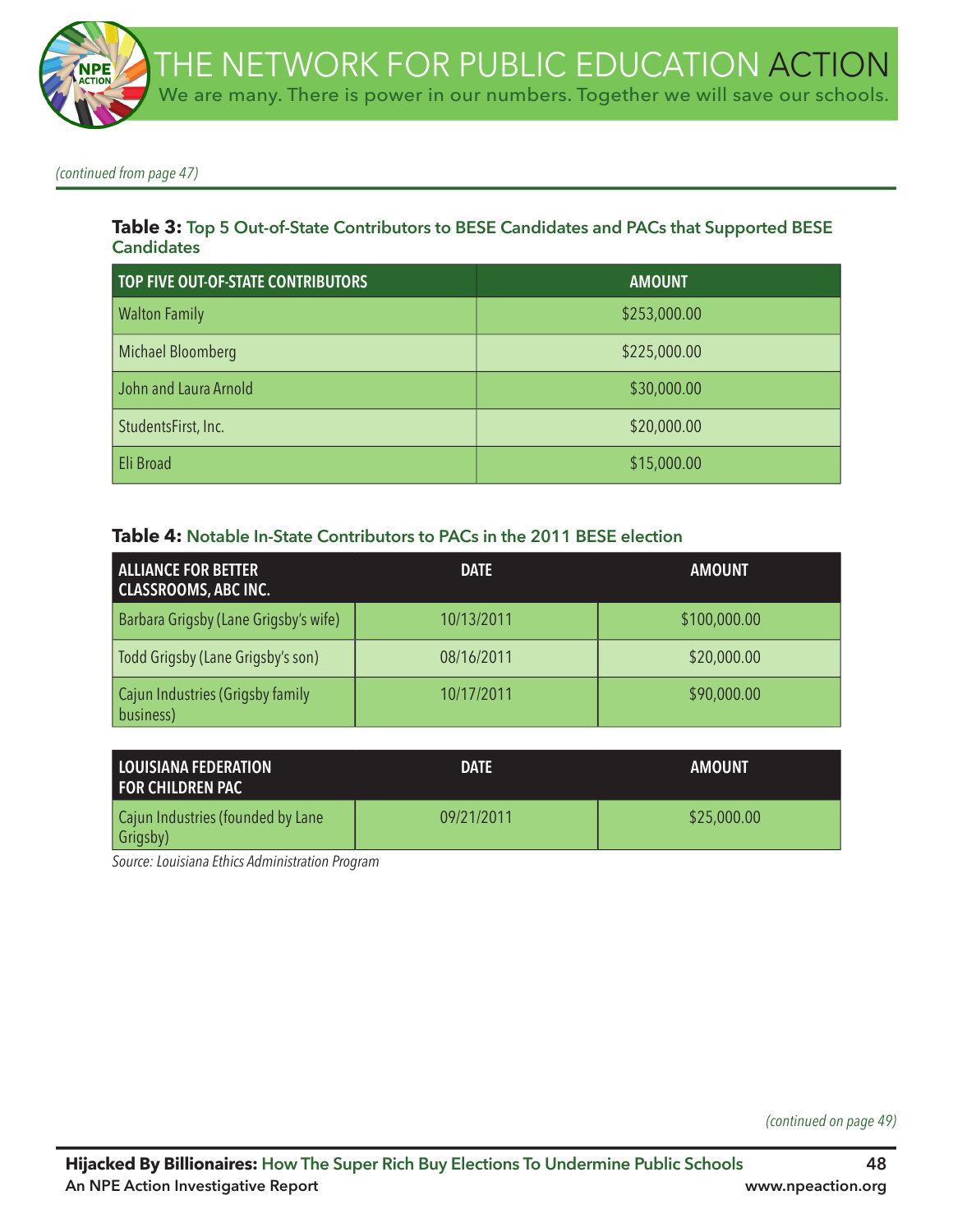*(continued from page 47)*

**Table 3:** Top 5 Out-of-State Contributors to BESE Candidates and PACs that Supported BESE Candidates

| TOP FIVE OUT-OF-STATE CONTRIBUTORS | AMOUNT |
|---|---|
| Walton Family | $253,000.00 |
| Michael Bloomberg | $225,000.00 |
| John and Laura Arnold | $30,000.00 |
| StudentsFirst, Inc. | $20,000.00 |
| Eli Broad | $15,000.00 |

**Table 4:** Notable In-State Contributors to PACs in the 2011 BESE election

| ALLIANCE FOR BETTER CLASSROOMS, ABC INC. | DATE | AMOUNT |
|---|---|---|
| Barbara Grigsby (Lane Grigsby's wife) | 10/13/2011 | $100,000.00 |
| Todd Grigsby (Lane Grigsby's son) | 08/16/2011 | $20,000.00 |
| Cajun Industries (Grigsby family business) | 10/17/2011 | $90,000.00 |

| LOUISIANA FEDERATION FOR CHILDREN PAC | DATE | AMOUNT |
|---|---|---|
| Cajun Industries (founded by Lane Grigsby) | 09/21/2011 | $25,000.00 |

*Source: Louisiana Ethics Administration Program*

*(continued on page 49)*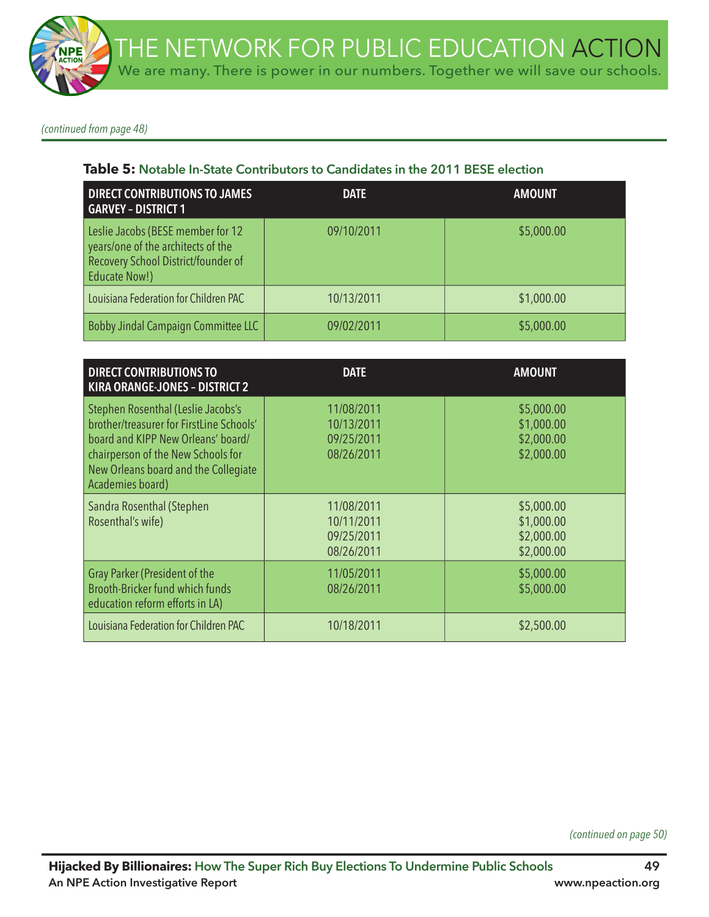*(continued from page 48)*

**Table 5:** Notable In-State Contributors to Candidates in the 2011 BESE election

| DIRECT CONTRIBUTIONS TO JAMES GARVEY – DISTRICT 1 | DATE | AMOUNT |
|---|---|---|
| Leslie Jacobs (BESE member for 12 years/one of the architects of the Recovery School District/founder of Educate Now!) | 09/10/2011 | $5,000.00 |
| Louisiana Federation for Children PAC | 10/13/2011 | $1,000.00 |
| Bobby Jindal Campaign Committee LLC | 09/02/2011 | $5,000.00 |

| DIRECT CONTRIBUTIONS TO KIRA ORANGE-JONES – DISTRICT 2 | DATE | AMOUNT |
|---|---|---|
| Stephen Rosenthal (Leslie Jacobs's brother/treasurer for FirstLine Schools' board and KIPP New Orleans' board/ chairperson of the New Schools for New Orleans board and the Collegiate Academies board) | 11/08/2011<br>10/13/2011<br>09/25/2011<br>08/26/2011 | $5,000.00<br>$1,000.00<br>$2,000.00<br>$2,000.00 |
| Sandra Rosenthal (Stephen Rosenthal's wife) | 11/08/2011<br>10/11/2011<br>09/25/2011<br>08/26/2011 | $5,000.00<br>$1,000.00<br>$2,000.00<br>$2,000.00 |
| Gray Parker (President of the Brooth-Bricker fund which funds education reform efforts in LA) | 11/05/2011<br>08/26/2011 | $5,000.00<br>$5,000.00 |
| Louisiana Federation for Children PAC | 10/18/2011 | $2,500.00 |

*(continued on page 50)*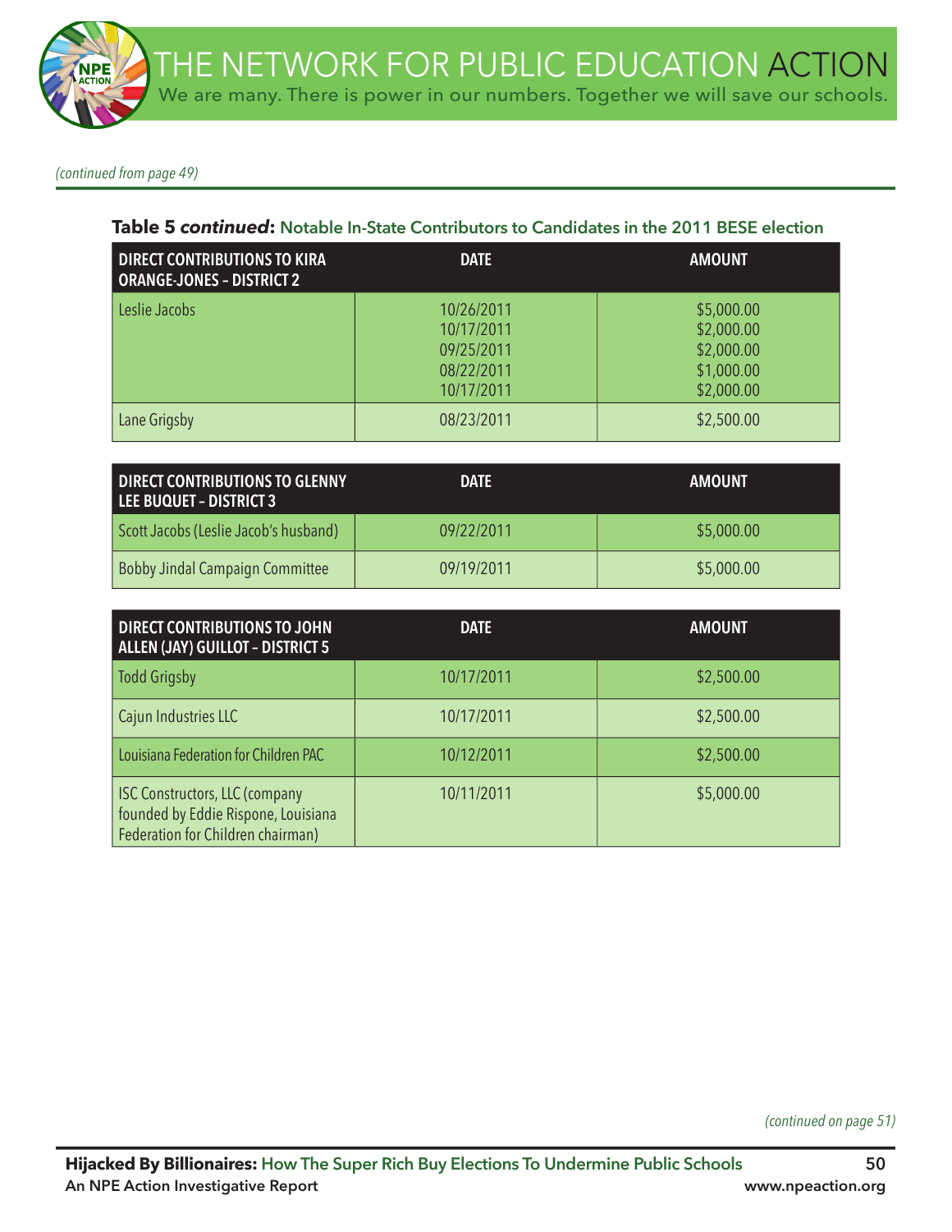*(continued from page 49)*

**Table 5 *continued*: Notable In-State Contributors to Candidates in the 2011 BESE election**

| DIRECT CONTRIBUTIONS TO KIRA ORANGE-JONES – DISTRICT 2 | DATE | AMOUNT |
|---|---|---|
| Leslie Jacobs | 10/26/2011<br>10/17/2011<br>09/25/2011<br>08/22/2011<br>10/17/2011 | $5,000.00<br>$2,000.00<br>$2,000.00<br>$1,000.00<br>$2,000.00 |
| Lane Grigsby | 08/23/2011 | $2,500.00 |

| DIRECT CONTRIBUTIONS TO GLENNY LEE BUQUET – DISTRICT 3 | DATE | AMOUNT |
|---|---|---|
| Scott Jacobs (Leslie Jacob's husband) | 09/22/2011 | $5,000.00 |
| Bobby Jindal Campaign Committee | 09/19/2011 | $5,000.00 |

| DIRECT CONTRIBUTIONS TO JOHN ALLEN (JAY) GUILLOT – DISTRICT 5 | DATE | AMOUNT |
|---|---|---|
| Todd Grigsby | 10/17/2011 | $2,500.00 |
| Cajun Industries LLC | 10/17/2011 | $2,500.00 |
| Louisiana Federation for Children PAC | 10/12/2011 | $2,500.00 |
| ISC Constructors, LLC (company founded by Eddie Rispone, Louisiana Federation for Children chairman) | 10/11/2011 | $5,000.00 |

*(continued on page 51)*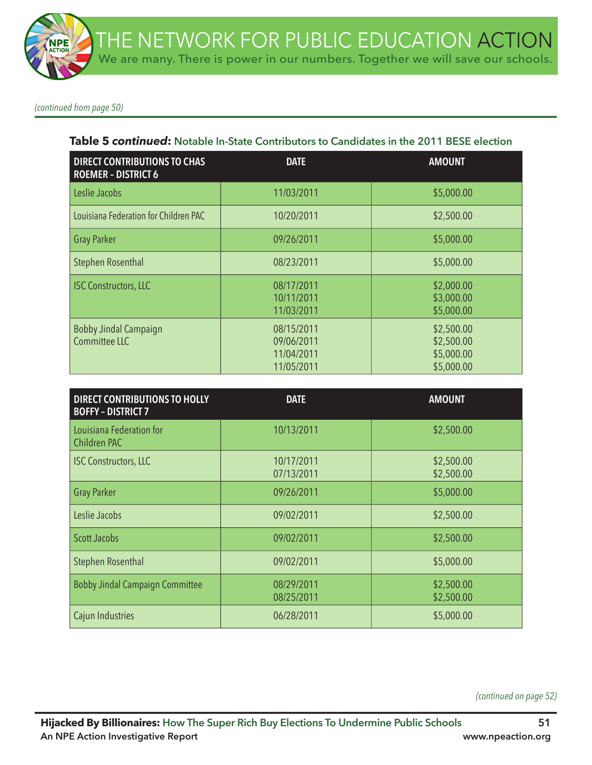*(continued from page 50)*

**Table 5 *continued*: Notable In-State Contributors to Candidates in the 2011 BESE election**

| DIRECT CONTRIBUTIONS TO CHAS ROEMER – DISTRICT 6 | DATE | AMOUNT |
|---|---|---|
| Leslie Jacobs | 11/03/2011 | $5,000.00 |
| Louisiana Federation for Children PAC | 10/20/2011 | $2,500.00 |
| Gray Parker | 09/26/2011 | $5,000.00 |
| Stephen Rosenthal | 08/23/2011 | $5,000.00 |
| ISC Constructors, LLC | 08/17/2011<br>10/11/2011<br>11/03/2011 | $2,000.00<br>$3,000.00<br>$5,000.00 |
| Bobby Jindal Campaign Committee LLC | 08/15/2011<br>09/06/2011<br>11/04/2011<br>11/05/2011 | $2,500.00<br>$2,500.00<br>$5,000.00<br>$5,000.00 |

| DIRECT CONTRIBUTIONS TO HOLLY BOFFY – DISTRICT 7 | DATE | AMOUNT |
|---|---|---|
| Louisiana Federation for Children PAC | 10/13/2011 | $2,500.00 |
| ISC Constructors, LLC | 10/17/2011<br>07/13/2011 | $2,500.00<br>$2,500.00 |
| Gray Parker | 09/26/2011 | $5,000.00 |
| Leslie Jacobs | 09/02/2011 | $2,500.00 |
| Scott Jacobs | 09/02/2011 | $2,500.00 |
| Stephen Rosenthal | 09/02/2011 | $5,000.00 |
| Bobby Jindal Campaign Committee | 08/29/2011<br>08/25/2011 | $2,500.00<br>$2,500.00 |
| Cajun Industries | 06/28/2011 | $5,000.00 |

*(continued on page 52)*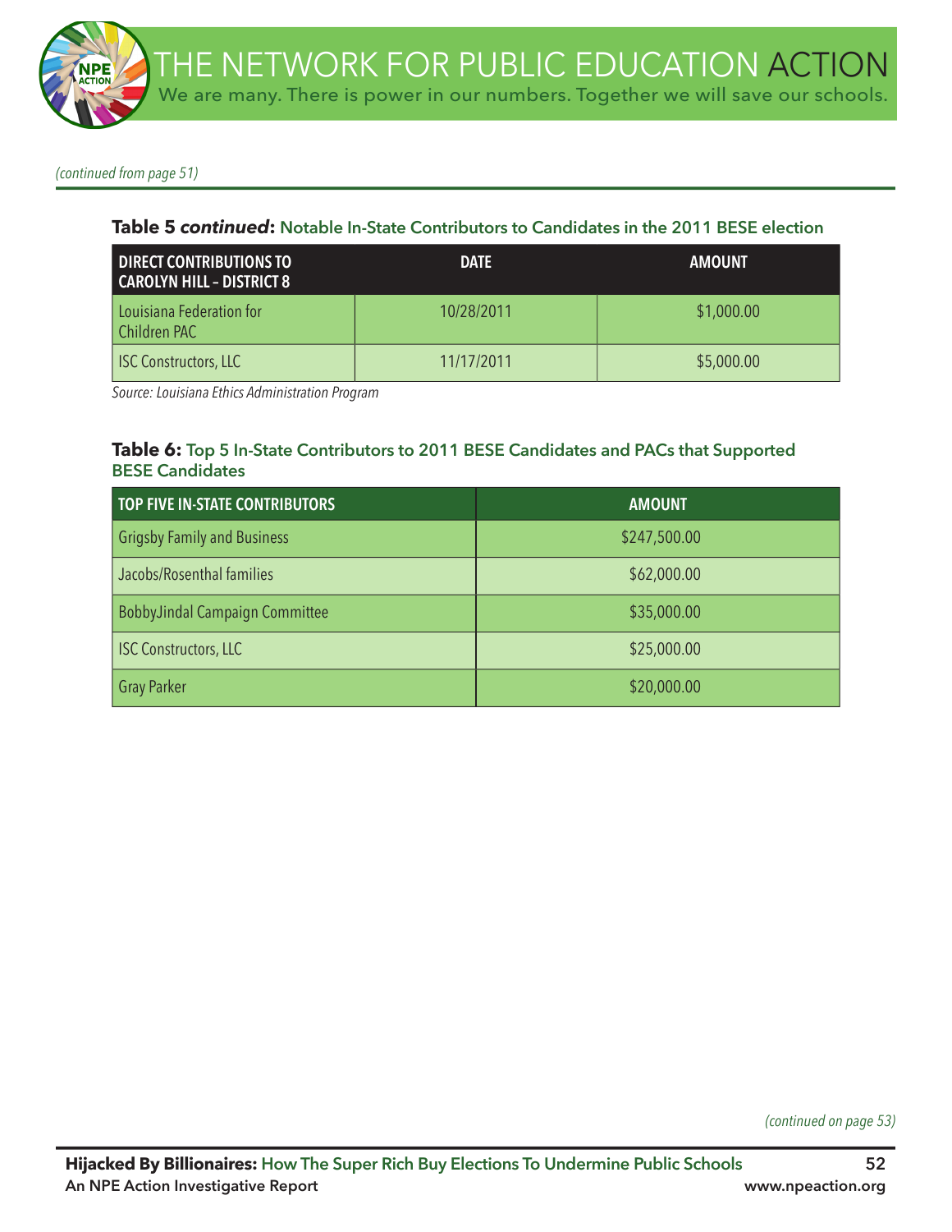*(continued from page 51)*

**Table 5 *continued*: Notable In-State Contributors to Candidates in the 2011 BESE election**

| DIRECT CONTRIBUTIONS TO CAROLYN HILL – DISTRICT 8 | DATE | AMOUNT |
| --- | --- | --- |
| Louisiana Federation for Children PAC | 10/28/2011 | $1,000.00 |
| ISC Constructors, LLC | 11/17/2011 | $5,000.00 |

*Source: Louisiana Ethics Administration Program*

**Table 6: Top 5 In-State Contributors to 2011 BESE Candidates and PACs that Supported BESE Candidates**

| TOP FIVE IN-STATE CONTRIBUTORS | AMOUNT |
| --- | --- |
| Grigsby Family and Business | $247,500.00 |
| Jacobs/Rosenthal families | $62,000.00 |
| BobbyJindal Campaign Committee | $35,000.00 |
| ISC Constructors, LLC | $25,000.00 |
| Gray Parker | $20,000.00 |

*(continued on page 53)*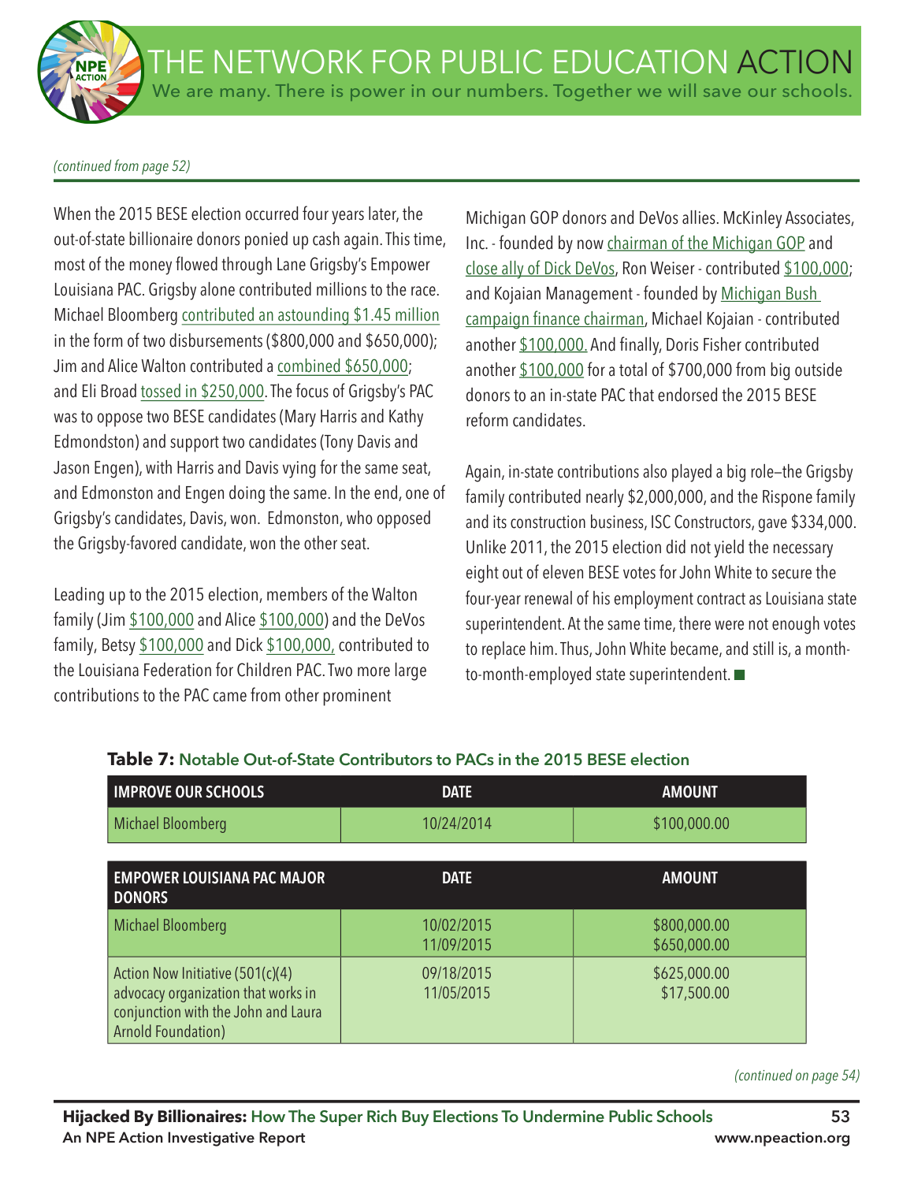*(continued from page 52)*

When the 2015 BESE election occurred four years later, the out-of-state billionaire donors ponied up cash again. This time, most of the money flowed through Lane Grigsby's Empower Louisiana PAC. Grigsby alone contributed millions to the race. Michael Bloomberg contributed an astounding $1.45 million in the form of two disbursements ($800,000 and $650,000); Jim and Alice Walton contributed a combined $650,000; and Eli Broad tossed in $250,000. The focus of Grigsby's PAC was to oppose two BESE candidates (Mary Harris and Kathy Edmondston) and support two candidates (Tony Davis and Jason Engen), with Harris and Davis vying for the same seat, and Edmonston and Engen doing the same. In the end, one of Grigsby's candidates, Davis, won. Edmonston, who opposed the Grigsby-favored candidate, won the other seat.

Leading up to the 2015 election, members of the Walton family (Jim $100,000 and Alice $100,000) and the DeVos family, Betsy $100,000 and Dick $100,000, contributed to the Louisiana Federation for Children PAC. Two more large contributions to the PAC came from other prominent Michigan GOP donors and DeVos allies. McKinley Associates, Inc. - founded by now chairman of the Michigan GOP and close ally of Dick DeVos, Ron Weiser - contributed $100,000; and Kojaian Management - founded by Michigan Bush campaign finance chairman, Michael Kojaian - contributed another $100,000. And finally, Doris Fisher contributed another $100,000 for a total of $700,000 from big outside donors to an in-state PAC that endorsed the 2015 BESE reform candidates.

Again, in-state contributions also played a big role—the Grigsby family contributed nearly $2,000,000, and the Rispone family and its construction business, ISC Constructors, gave $334,000. Unlike 2011, the 2015 election did not yield the necessary eight out of eleven BESE votes for John White to secure the four-year renewal of his employment contract as Louisiana state superintendent. At the same time, there were not enough votes to replace him. Thus, John White became, and still is, a month-to-month-employed state superintendent. ■

**Table 7: Notable Out-of-State Contributors to PACs in the 2015 BESE election**

| IMPROVE OUR SCHOOLS | DATE | AMOUNT |
|---|---|---|
| Michael Bloomberg | 10/24/2014 | $100,000.00 |

| EMPOWER LOUISIANA PAC MAJOR DONORS | DATE | AMOUNT |
|---|---|---|
| Michael Bloomberg | 10/02/2015<br>11/09/2015 | $800,000.00<br>$650,000.00 |
| Action Now Initiative (501(c)(4) advocacy organization that works in conjunction with the John and Laura Arnold Foundation) | 09/18/2015<br>11/05/2015 | $625,000.00<br>$17,500.00 |

*(continued on page 54)*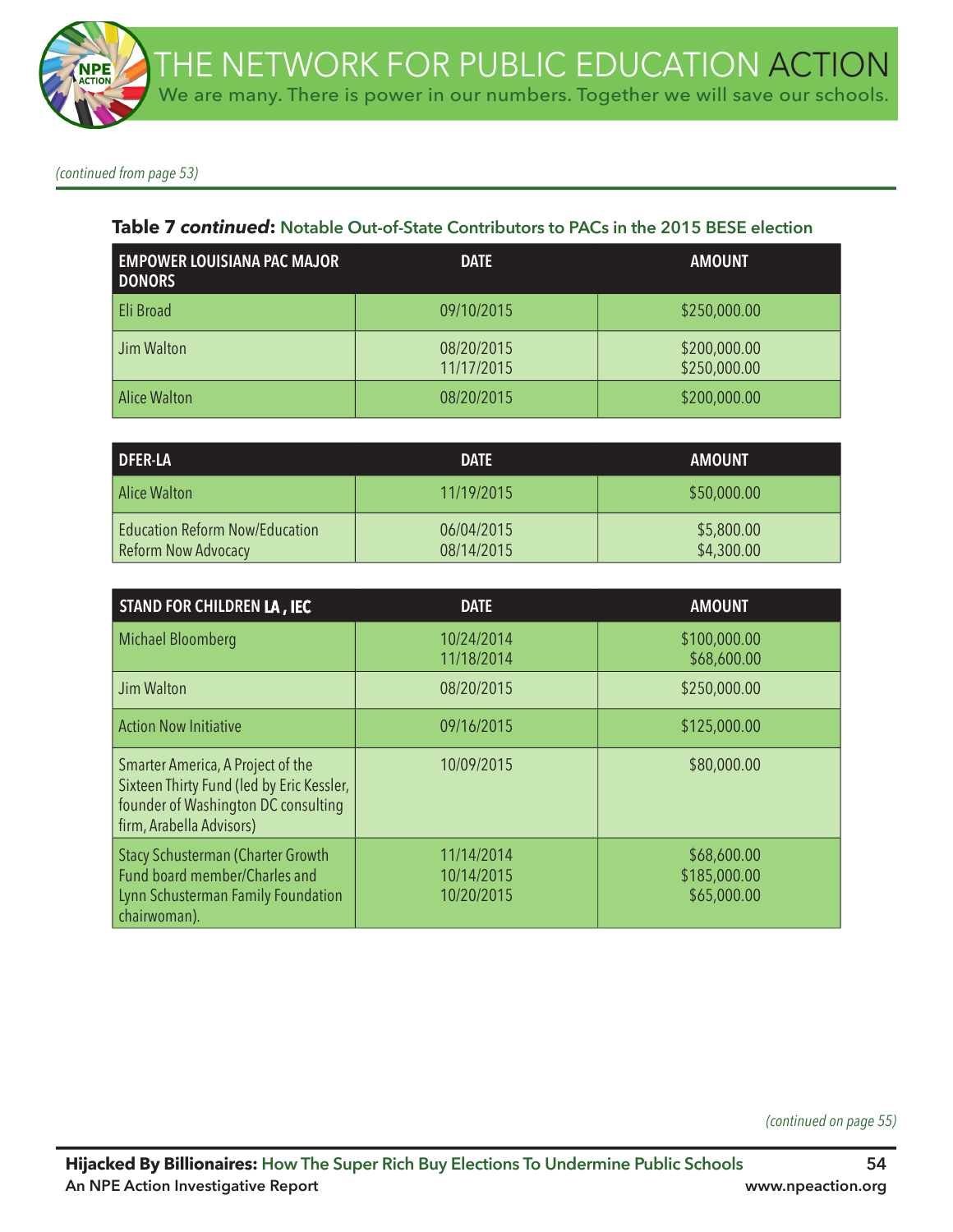*(continued from page 53)*

**Table 7 *continued*: Notable Out-of-State Contributors to PACs in the 2015 BESE election**

| EMPOWER LOUISIANA PAC MAJOR DONORS | DATE | AMOUNT |
|---|---|---|
| Eli Broad | 09/10/2015 | $250,000.00 |
| Jim Walton | 08/20/2015<br>11/17/2015 | $200,000.00<br>$250,000.00 |
| Alice Walton | 08/20/2015 | $200,000.00 |

| DFER-LA | DATE | AMOUNT |
|---|---|---|
| Alice Walton | 11/19/2015 | $50,000.00 |
| Education Reform Now/Education Reform Now Advocacy | 06/04/2015<br>08/14/2015 | $5,800.00<br>$4,300.00 |

| STAND FOR CHILDREN LA , IEC | DATE | AMOUNT |
|---|---|---|
| Michael Bloomberg | 10/24/2014<br>11/18/2014 | $100,000.00<br>$68,600.00 |
| Jim Walton | 08/20/2015 | $250,000.00 |
| Action Now Initiative | 09/16/2015 | $125,000.00 |
| Smarter America, A Project of the Sixteen Thirty Fund (led by Eric Kessler, founder of Washington DC consulting firm, Arabella Advisors) | 10/09/2015 | $80,000.00 |
| Stacy Schusterman (Charter Growth Fund board member/Charles and Lynn Schusterman Family Foundation chairwoman). | 11/14/2014<br>10/14/2015<br>10/20/2015 | $68,600.00<br>$185,000.00<br>$65,000.00 |

*(continued on page 55)*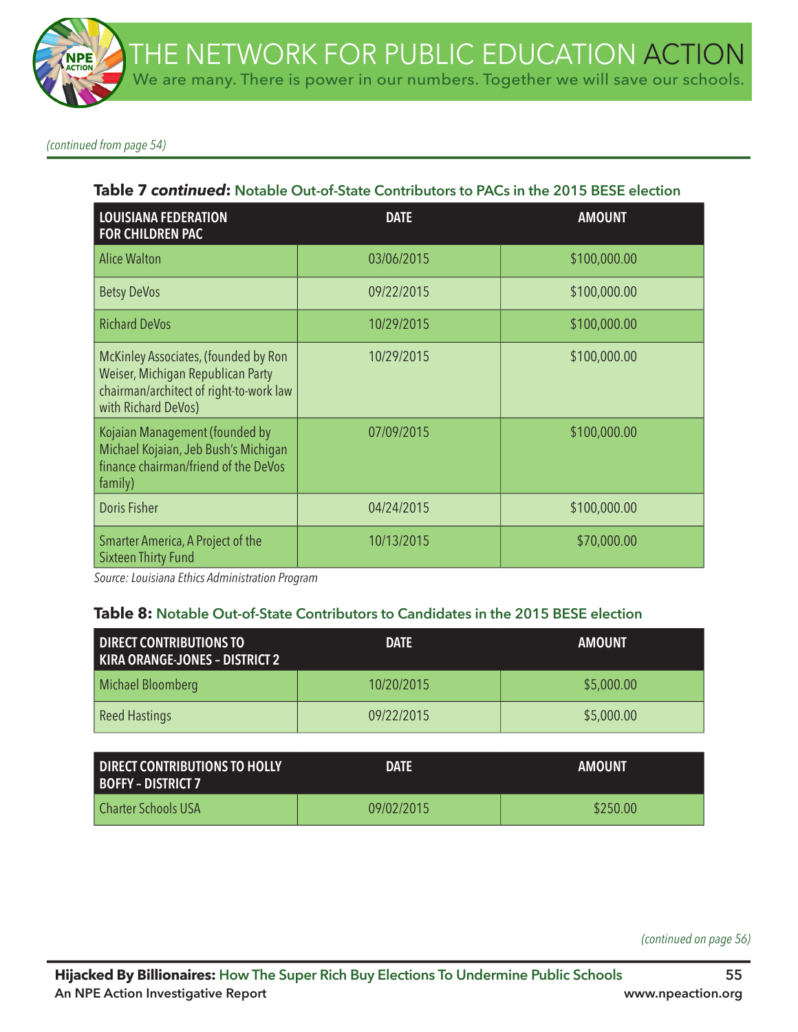*(continued from page 54)*

**Table 7 *continued*: Notable Out-of-State Contributors to PACs in the 2015 BESE election**

| LOUISIANA FEDERATION FOR CHILDREN PAC | DATE | AMOUNT |
|---|---|---|
| Alice Walton | 03/06/2015 | $100,000.00 |
| Betsy DeVos | 09/22/2015 | $100,000.00 |
| Richard DeVos | 10/29/2015 | $100,000.00 |
| McKinley Associates, (founded by Ron Weiser, Michigan Republican Party chairman/architect of right-to-work law with Richard DeVos) | 10/29/2015 | $100,000.00 |
| Kojaian Management (founded by Michael Kojaian, Jeb Bush's Michigan finance chairman/friend of the DeVos family) | 07/09/2015 | $100,000.00 |
| Doris Fisher | 04/24/2015 | $100,000.00 |
| Smarter America, A Project of the Sixteen Thirty Fund | 10/13/2015 | $70,000.00 |

*Source: Louisiana Ethics Administration Program*

**Table 8: Notable Out-of-State Contributors to Candidates in the 2015 BESE election**

| DIRECT CONTRIBUTIONS TO KIRA ORANGE-JONES – DISTRICT 2 | DATE | AMOUNT |
|---|---|---|
| Michael Bloomberg | 10/20/2015 | $5,000.00 |
| Reed Hastings | 09/22/2015 | $5,000.00 |

| DIRECT CONTRIBUTIONS TO HOLLY BOFFY – DISTRICT 7 | DATE | AMOUNT |
|---|---|---|
| Charter Schools USA | 09/02/2015 | $250.00 |

*(continued on page 56)*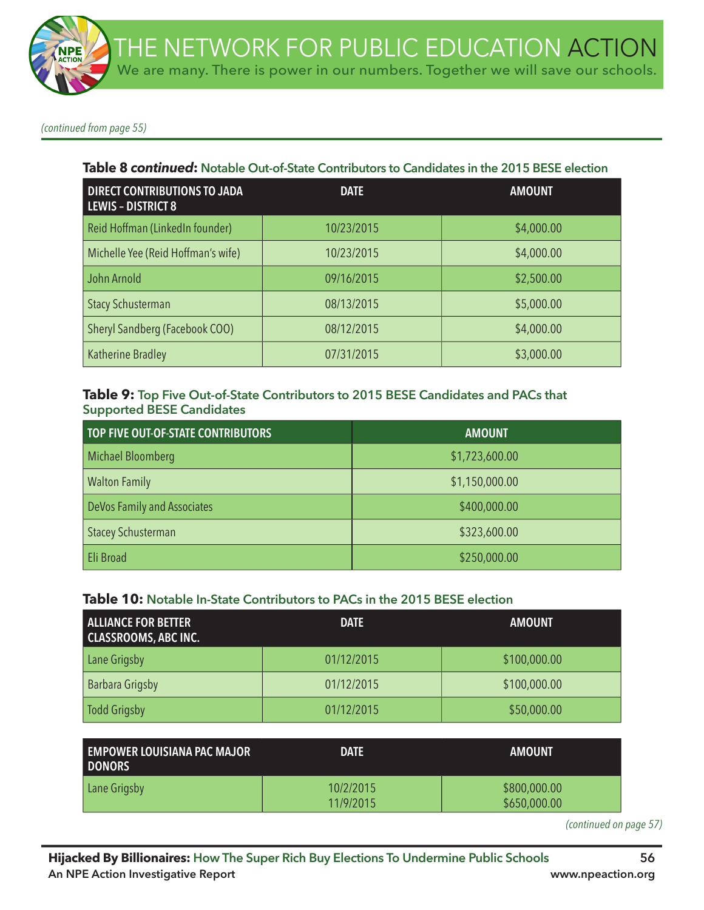*(continued from page 55)*

**Table 8 *continued*:** Notable Out-of-State Contributors to Candidates in the 2015 BESE election

| DIRECT CONTRIBUTIONS TO JADA LEWIS – DISTRICT 8 | DATE | AMOUNT |
|---|---|---|
| Reid Hoffman (LinkedIn founder) | 10/23/2015 | $4,000.00 |
| Michelle Yee (Reid Hoffman's wife) | 10/23/2015 | $4,000.00 |
| John Arnold | 09/16/2015 | $2,500.00 |
| Stacy Schusterman | 08/13/2015 | $5,000.00 |
| Sheryl Sandberg (Facebook COO) | 08/12/2015 | $4,000.00 |
| Katherine Bradley | 07/31/2015 | $3,000.00 |

**Table 9:** Top Five Out-of-State Contributors to 2015 BESE Candidates and PACs that Supported BESE Candidates

| TOP FIVE OUT-OF-STATE CONTRIBUTORS | AMOUNT |
|---|---|
| Michael Bloomberg | $1,723,600.00 |
| Walton Family | $1,150,000.00 |
| DeVos Family and Associates | $400,000.00 |
| Stacey Schusterman | $323,600.00 |
| Eli Broad | $250,000.00 |

**Table 10:** Notable In-State Contributors to PACs in the 2015 BESE election

| ALLIANCE FOR BETTER CLASSROOMS, ABC INC. | DATE | AMOUNT |
|---|---|---|
| Lane Grigsby | 01/12/2015 | $100,000.00 |
| Barbara Grigsby | 01/12/2015 | $100,000.00 |
| Todd Grigsby | 01/12/2015 | $50,000.00 |

| EMPOWER LOUISIANA PAC MAJOR DONORS | DATE | AMOUNT |
|---|---|---|
| Lane Grigsby | 10/2/2015<br>11/9/2015 | $800,000.00<br>$650,000.00 |

*(continued on page 57)*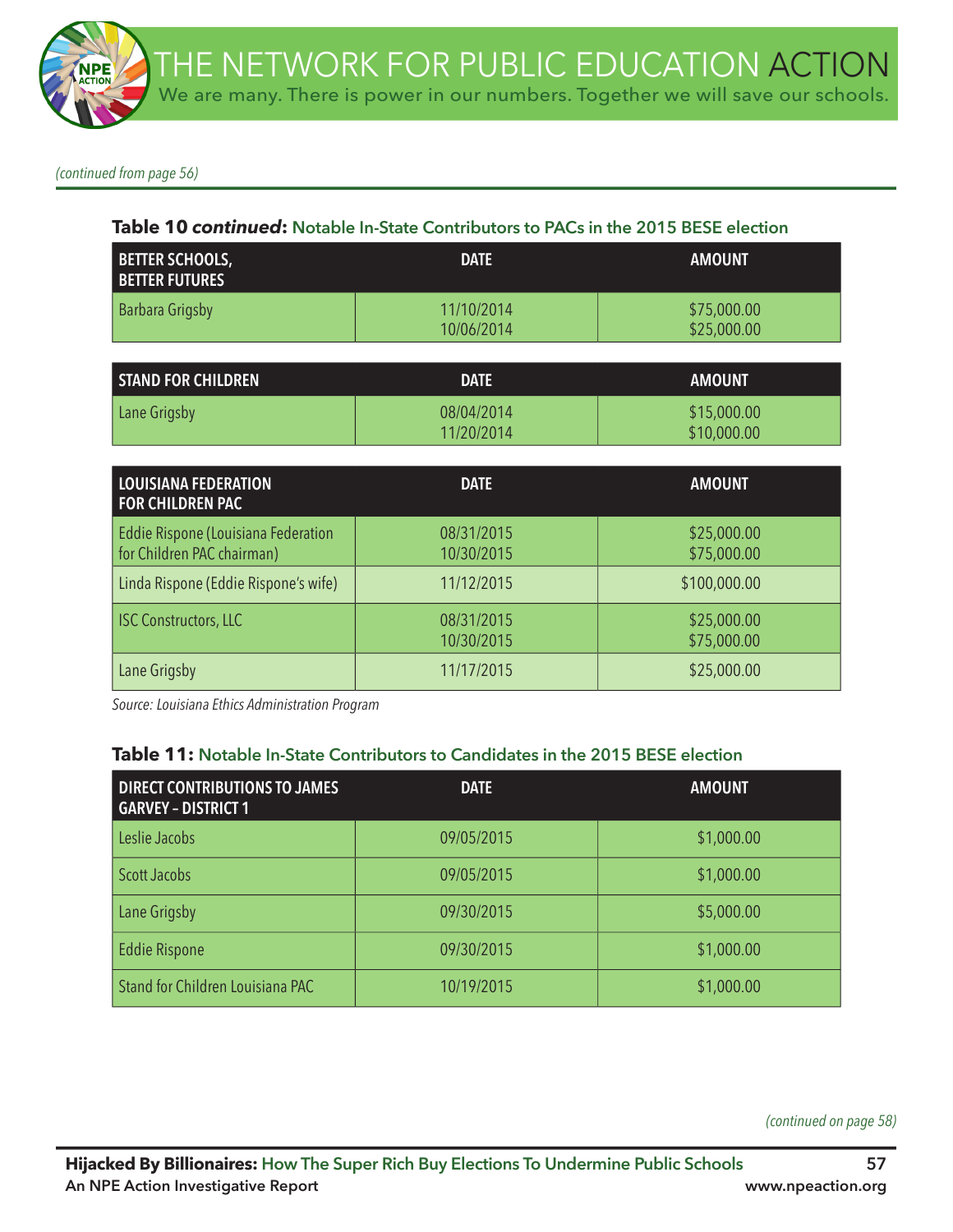*(continued from page 56)*

### Table 10 *continued*: Notable In-State Contributors to PACs in the 2015 BESE election

| BETTER SCHOOLS, BETTER FUTURES | DATE | AMOUNT |
|---|---|---|
| Barbara Grigsby | 11/10/2014<br>10/06/2014 | $75,000.00<br>$25,000.00 |

| STAND FOR CHILDREN | DATE | AMOUNT |
|---|---|---|
| Lane Grigsby | 08/04/2014<br>11/20/2014 | $15,000.00<br>$10,000.00 |

| LOUISIANA FEDERATION FOR CHILDREN PAC | DATE | AMOUNT |
|---|---|---|
| Eddie Rispone (Louisiana Federation for Children PAC chairman) | 08/31/2015<br>10/30/2015 | $25,000.00<br>$75,000.00 |
| Linda Rispone (Eddie Rispone's wife) | 11/12/2015 | $100,000.00 |
| ISC Constructors, LLC | 08/31/2015<br>10/30/2015 | $25,000.00<br>$75,000.00 |
| Lane Grigsby | 11/17/2015 | $25,000.00 |

*Source: Louisiana Ethics Administration Program*

### Table 11: Notable In-State Contributors to Candidates in the 2015 BESE election

| DIRECT CONTRIBUTIONS TO JAMES GARVEY – DISTRICT 1 | DATE | AMOUNT |
|---|---|---|
| Leslie Jacobs | 09/05/2015 | $1,000.00 |
| Scott Jacobs | 09/05/2015 | $1,000.00 |
| Lane Grigsby | 09/30/2015 | $5,000.00 |
| Eddie Rispone | 09/30/2015 | $1,000.00 |
| Stand for Children Louisiana PAC | 10/19/2015 | $1,000.00 |

*(continued on page 58)*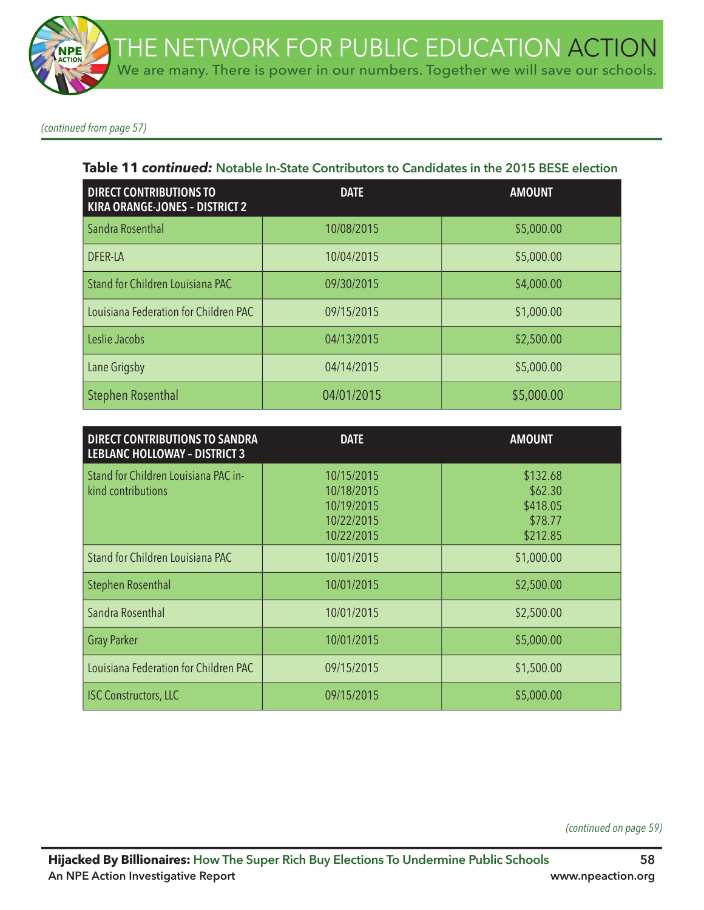*(continued from page 57)*

**Table 11** ***continued:*** **Notable In-State Contributors to Candidates in the 2015 BESE election**

| DIRECT CONTRIBUTIONS TO KIRA ORANGE-JONES – DISTRICT 2 | DATE | AMOUNT |
|---|---|---|
| Sandra Rosenthal | 10/08/2015 | $5,000.00 |
| DFER-LA | 10/04/2015 | $5,000.00 |
| Stand for Children Louisiana PAC | 09/30/2015 | $4,000.00 |
| Louisiana Federation for Children PAC | 09/15/2015 | $1,000.00 |
| Leslie Jacobs | 04/13/2015 | $2,500.00 |
| Lane Grigsby | 04/14/2015 | $5,000.00 |
| Stephen Rosenthal | 04/01/2015 | $5,000.00 |

| DIRECT CONTRIBUTIONS TO SANDRA LEBLANC HOLLOWAY – DISTRICT 3 | DATE | AMOUNT |
|---|---|---|
| Stand for Children Louisiana PAC in-kind contributions | 10/15/2015<br>10/18/2015<br>10/19/2015<br>10/22/2015<br>10/22/2015 | $132.68<br>$62.30<br>$418.05<br>$78.77<br>$212.85 |
| Stand for Children Louisiana PAC | 10/01/2015 | $1,000.00 |
| Stephen Rosenthal | 10/01/2015 | $2,500.00 |
| Sandra Rosenthal | 10/01/2015 | $2,500.00 |
| Gray Parker | 10/01/2015 | $5,000.00 |
| Louisiana Federation for Children PAC | 09/15/2015 | $1,500.00 |
| ISC Constructors, LLC | 09/15/2015 | $5,000.00 |

*(continued on page 59)*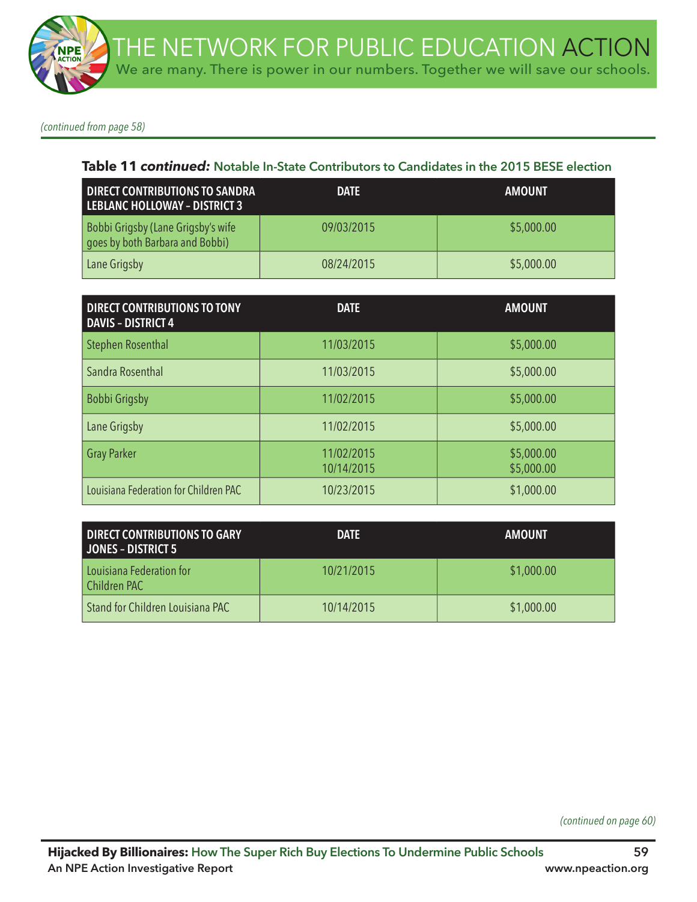*(continued from page 58)*

**Table 11 *continued:*** Notable In-State Contributors to Candidates in the 2015 BESE election

| DIRECT CONTRIBUTIONS TO SANDRA LEBLANC HOLLOWAY – DISTRICT 3 | DATE | AMOUNT |
|---|---|---|
| Bobbi Grigsby (Lane Grigsby's wife goes by both Barbara and Bobbi) | 09/03/2015 | $5,000.00 |
| Lane Grigsby | 08/24/2015 | $5,000.00 |

| DIRECT CONTRIBUTIONS TO TONY DAVIS – DISTRICT 4 | DATE | AMOUNT |
|---|---|---|
| Stephen Rosenthal | 11/03/2015 | $5,000.00 |
| Sandra Rosenthal | 11/03/2015 | $5,000.00 |
| Bobbi Grigsby | 11/02/2015 | $5,000.00 |
| Lane Grigsby | 11/02/2015 | $5,000.00 |
| Gray Parker | 11/02/2015<br>10/14/2015 | $5,000.00<br>$5,000.00 |
| Louisiana Federation for Children PAC | 10/23/2015 | $1,000.00 |

| DIRECT CONTRIBUTIONS TO GARY JONES – DISTRICT 5 | DATE | AMOUNT |
|---|---|---|
| Louisiana Federation for Children PAC | 10/21/2015 | $1,000.00 |
| Stand for Children Louisiana PAC | 10/14/2015 | $1,000.00 |

*(continued on page 60)*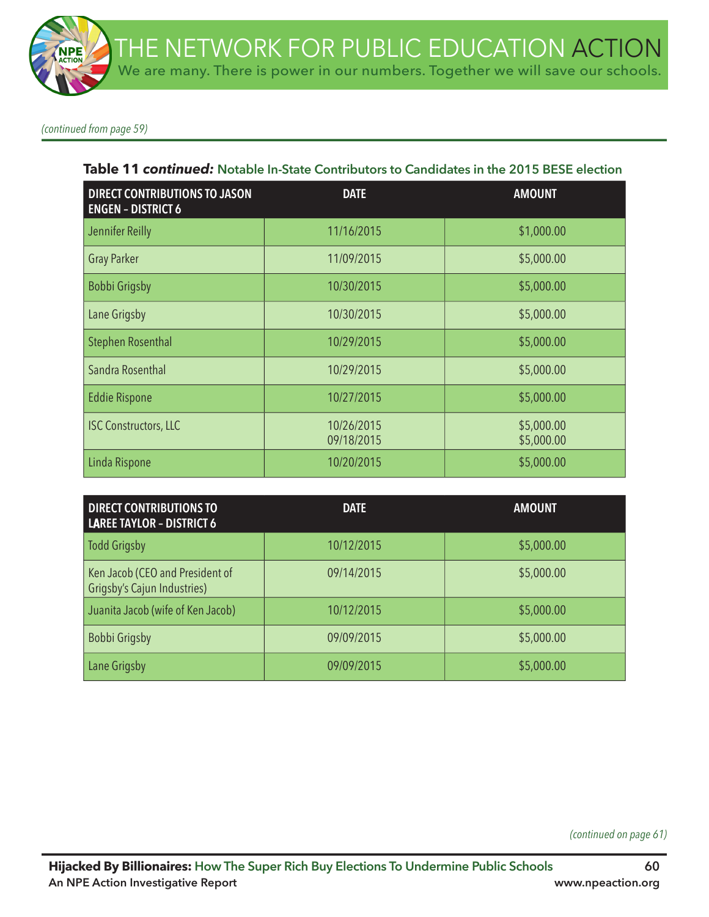*(continued from page 59)*

**Table 11 *continued:*** **Notable In-State Contributors to Candidates in the 2015 BESE election**

| DIRECT CONTRIBUTIONS TO JASON ENGEN – DISTRICT 6 | DATE | AMOUNT |
|---|---|---|
| Jennifer Reilly | 11/16/2015 | $1,000.00 |
| Gray Parker | 11/09/2015 | $5,000.00 |
| Bobbi Grigsby | 10/30/2015 | $5,000.00 |
| Lane Grigsby | 10/30/2015 | $5,000.00 |
| Stephen Rosenthal | 10/29/2015 | $5,000.00 |
| Sandra Rosenthal | 10/29/2015 | $5,000.00 |
| Eddie Rispone | 10/27/2015 | $5,000.00 |
| ISC Constructors, LLC | 10/26/2015<br>09/18/2015 | $5,000.00<br>$5,000.00 |
| Linda Rispone | 10/20/2015 | $5,000.00 |

| DIRECT CONTRIBUTIONS TO LAREE TAYLOR – DISTRICT 6 | DATE | AMOUNT |
|---|---|---|
| Todd Grigsby | 10/12/2015 | $5,000.00 |
| Ken Jacob (CEO and President of Grigsby's Cajun Industries) | 09/14/2015 | $5,000.00 |
| Juanita Jacob (wife of Ken Jacob) | 10/12/2015 | $5,000.00 |
| Bobbi Grigsby | 09/09/2015 | $5,000.00 |
| Lane Grigsby | 09/09/2015 | $5,000.00 |

*(continued on page 61)*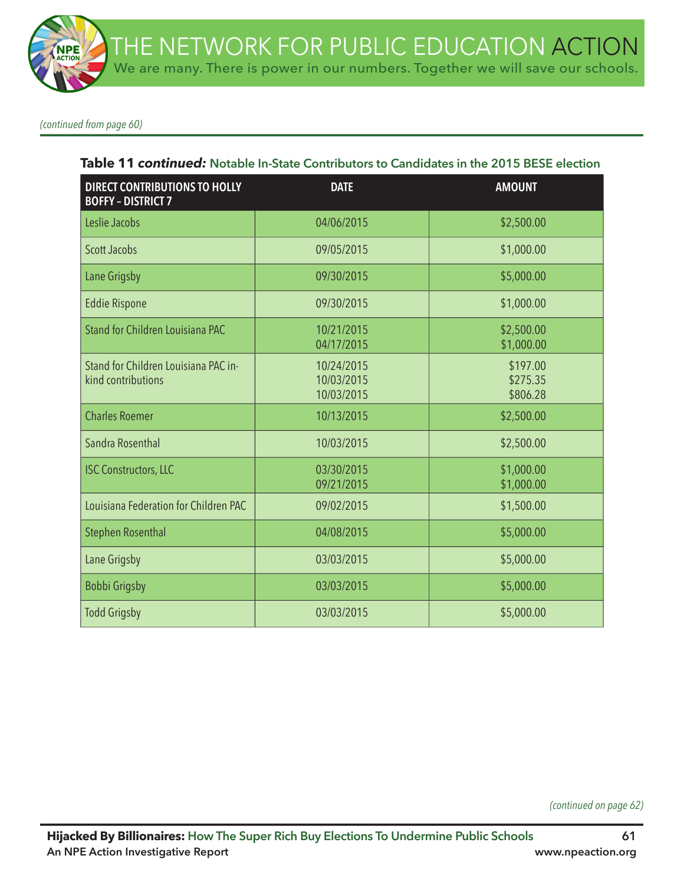*(continued from page 60)*

**Table 11 *continued:*** Notable In-State Contributors to Candidates in the 2015 BESE election

| DIRECT CONTRIBUTIONS TO HOLLY BOFFY – DISTRICT 7 | DATE | AMOUNT |
|---|---|---|
| Leslie Jacobs | 04/06/2015 | $2,500.00 |
| Scott Jacobs | 09/05/2015 | $1,000.00 |
| Lane Grigsby | 09/30/2015 | $5,000.00 |
| Eddie Rispone | 09/30/2015 | $1,000.00 |
| Stand for Children Louisiana PAC | 10/21/2015<br>04/17/2015 | $2,500.00<br>$1,000.00 |
| Stand for Children Louisiana PAC in-kind contributions | 10/24/2015<br>10/03/2015<br>10/03/2015 | $197.00<br>$275.35<br>$806.28 |
| Charles Roemer | 10/13/2015 | $2,500.00 |
| Sandra Rosenthal | 10/03/2015 | $2,500.00 |
| ISC Constructors, LLC | 03/30/2015<br>09/21/2015 | $1,000.00<br>$1,000.00 |
| Louisiana Federation for Children PAC | 09/02/2015 | $1,500.00 |
| Stephen Rosenthal | 04/08/2015 | $5,000.00 |
| Lane Grigsby | 03/03/2015 | $5,000.00 |
| Bobbi Grigsby | 03/03/2015 | $5,000.00 |
| Todd Grigsby | 03/03/2015 | $5,000.00 |

*(continued on page 62)*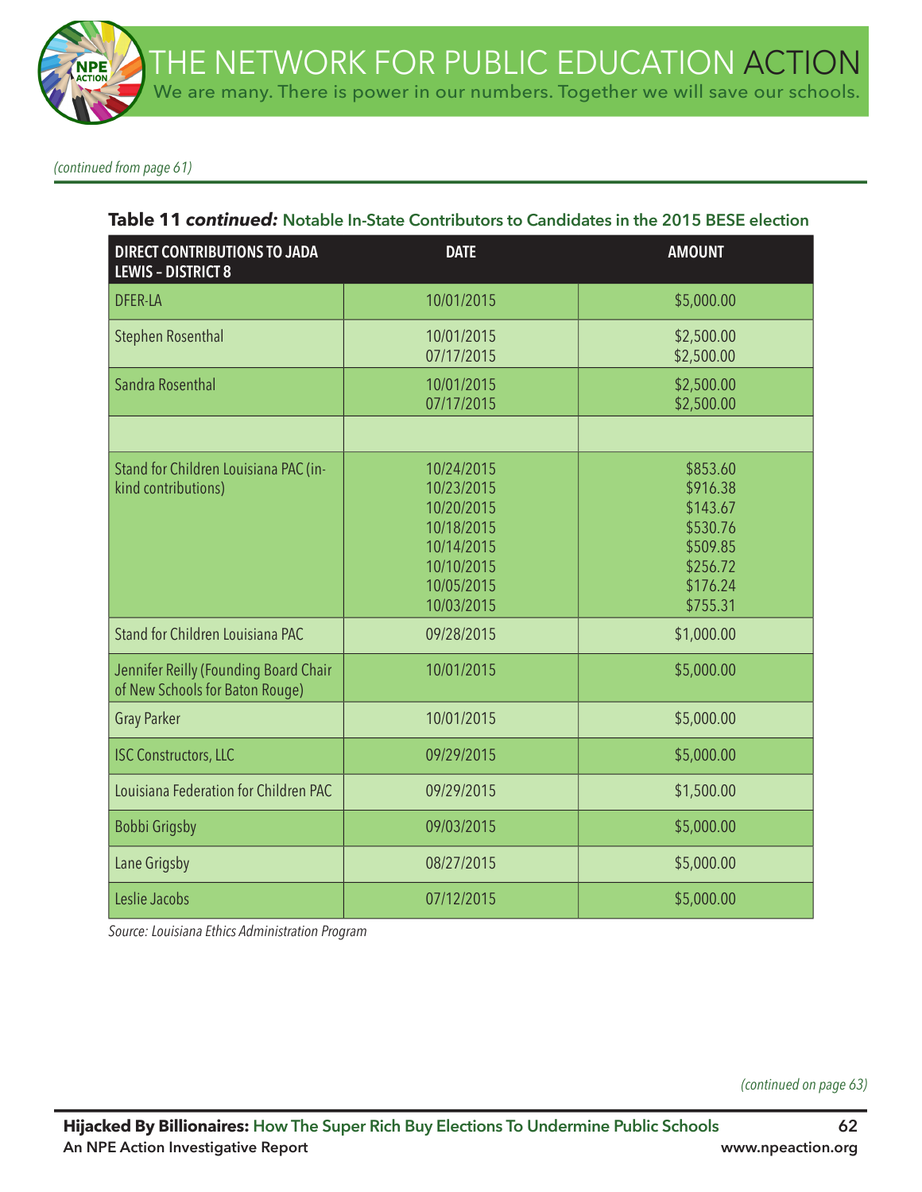*(continued from page 61)*

**Table 11 *continued:*** Notable In-State Contributors to Candidates in the 2015 BESE election

| DIRECT CONTRIBUTIONS TO JADA LEWIS – DISTRICT 8 | DATE | AMOUNT |
|---|---|---|
| DFER-LA | 10/01/2015 | $5,000.00 |
| Stephen Rosenthal | 10/01/2015<br>07/17/2015 | $2,500.00<br>$2,500.00 |
| Sandra Rosenthal | 10/01/2015<br>07/17/2015 | $2,500.00<br>$2,500.00 |
| | | |
| Stand for Children Louisiana PAC (in-kind contributions) | 10/24/2015<br>10/23/2015<br>10/20/2015<br>10/18/2015<br>10/14/2015<br>10/10/2015<br>10/05/2015<br>10/03/2015 | $853.60<br>$916.38<br>$143.67<br>$530.76<br>$509.85<br>$256.72<br>$176.24<br>$755.31 |
| Stand for Children Louisiana PAC | 09/28/2015 | $1,000.00 |
| Jennifer Reilly (Founding Board Chair of New Schools for Baton Rouge) | 10/01/2015 | $5,000.00 |
| Gray Parker | 10/01/2015 | $5,000.00 |
| ISC Constructors, LLC | 09/29/2015 | $5,000.00 |
| Louisiana Federation for Children PAC | 09/29/2015 | $1,500.00 |
| Bobbi Grigsby | 09/03/2015 | $5,000.00 |
| Lane Grigsby | 08/27/2015 | $5,000.00 |
| Leslie Jacobs | 07/12/2015 | $5,000.00 |

*Source: Louisiana Ethics Administration Program*

*(continued on page 63)*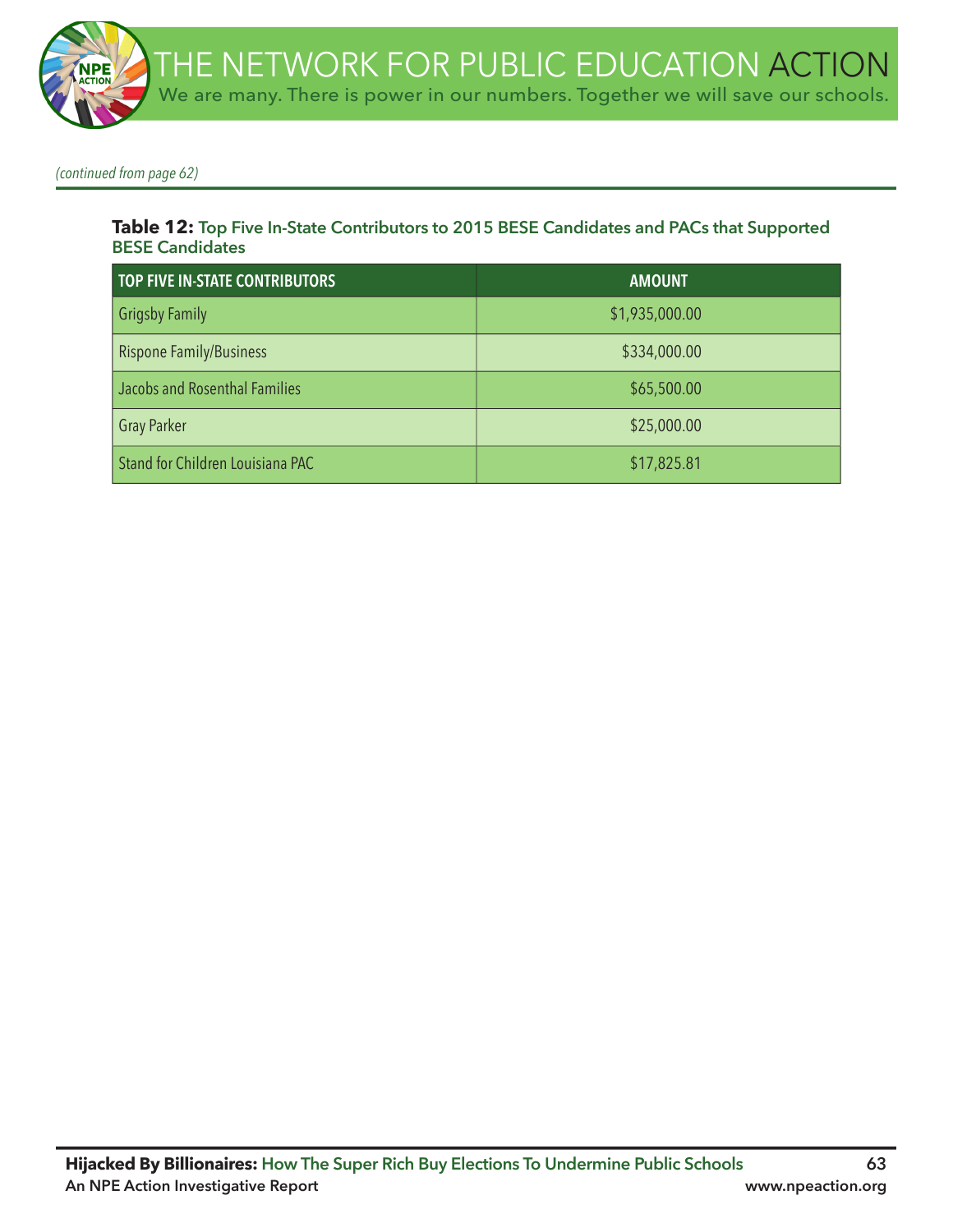*(continued from page 62)*

**Table 12:** **Top Five In-State Contributors to 2015 BESE Candidates and PACs that Supported BESE Candidates**

| TOP FIVE IN-STATE CONTRIBUTORS | AMOUNT |
|---|---|
| Grigsby Family | $1,935,000.00 |
| Rispone Family/Business | $334,000.00 |
| Jacobs and Rosenthal Families | $65,500.00 |
| Gray Parker | $25,000.00 |
| Stand for Children Louisiana PAC | $17,825.81 |